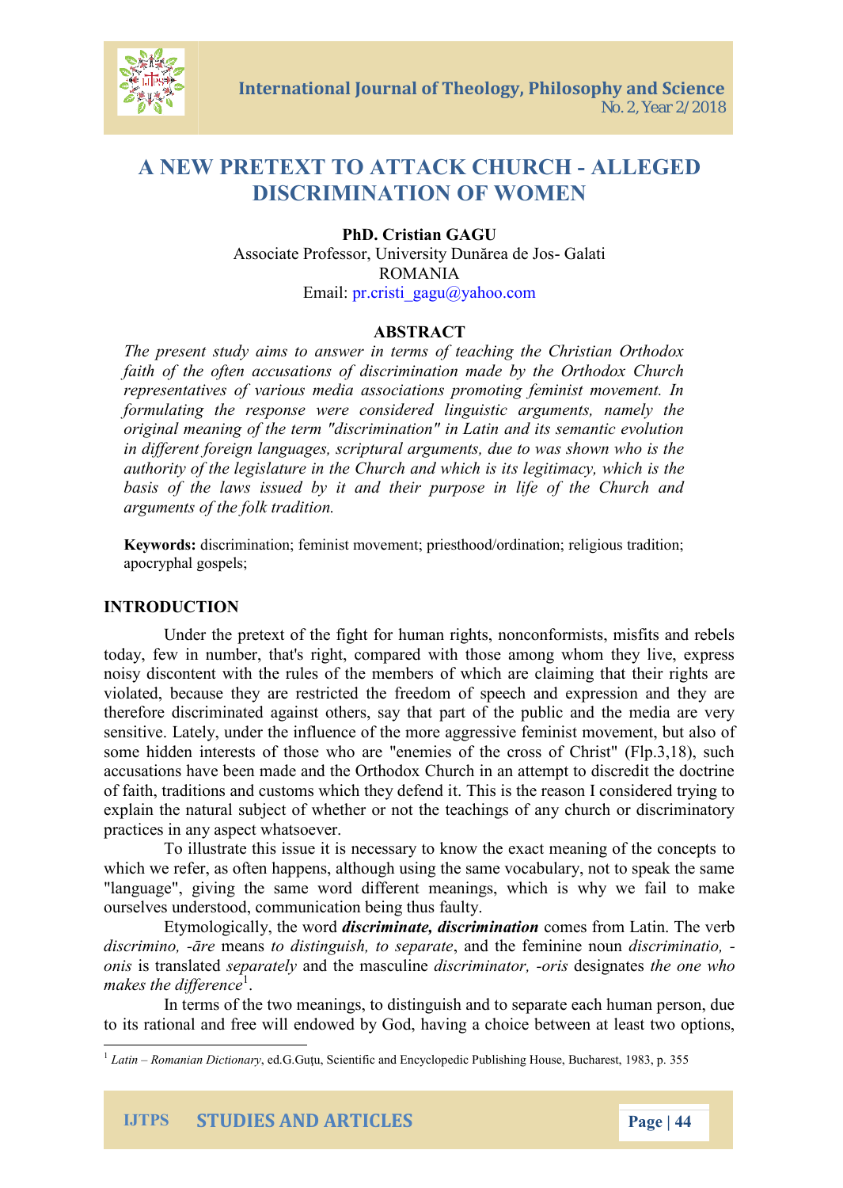# A NEW PRETEXT TO ATTACK CHURCH - ALLEGED DISCRIMINATION OF WOMEN

**PhD. Cristian GAGU**
Associate Professor, University Dunărea de Jos- Galati
ROMANIA
Email: pr.cristi_gagu@yahoo.com

## ABSTRACT

*The present study aims to answer in terms of teaching the Christian Orthodox faith of the often accusations of discrimination made by the Orthodox Church representatives of various media associations promoting feminist movement. In formulating the response were considered linguistic arguments, namely the original meaning of the term "discrimination" in Latin and its semantic evolution in different foreign languages, scriptural arguments, due to was shown who is the authority of the legislature in the Church and which is its legitimacy, which is the basis of the laws issued by it and their purpose in life of the Church and arguments of the folk tradition.*

**Keywords:** discrimination; feminist movement; priesthood/ordination; religious tradition; apocryphal gospels;

## INTRODUCTION

Under the pretext of the fight for human rights, nonconformists, misfits and rebels today, few in number, that's right, compared with those among whom they live, express noisy discontent with the rules of the members of which are claiming that their rights are violated, because they are restricted the freedom of speech and expression and they are therefore discriminated against others, say that part of the public and the media are very sensitive. Lately, under the influence of the more aggressive feminist movement, but also of some hidden interests of those who are "enemies of the cross of Christ" (Flp.3,18), such accusations have been made and the Orthodox Church in an attempt to discredit the doctrine of faith, traditions and customs which they defend it. This is the reason I considered trying to explain the natural subject of whether or not the teachings of any church or discriminatory practices in any aspect whatsoever.

To illustrate this issue it is necessary to know the exact meaning of the concepts to which we refer, as often happens, although using the same vocabulary, not to speak the same "language", giving the same word different meanings, which is why we fail to make ourselves understood, communication being thus faulty.

Etymologically, the word ***discriminate, discrimination*** comes from Latin. The verb *discrimino, -āre* means *to distinguish, to separate*, and the feminine noun *discriminatio, -onis* is translated *separately* and the masculine *discriminator, -oris* designates *the one who makes the difference*[1].

In terms of the two meanings, to distinguish and to separate each human person, due to its rational and free will endowed by God, having a choice between at least two options,

[1] *Latin – Romanian Dictionary*, ed.G.Guțu, Scientific and Encyclopedic Publishing House, Bucharest, 1983, p. 355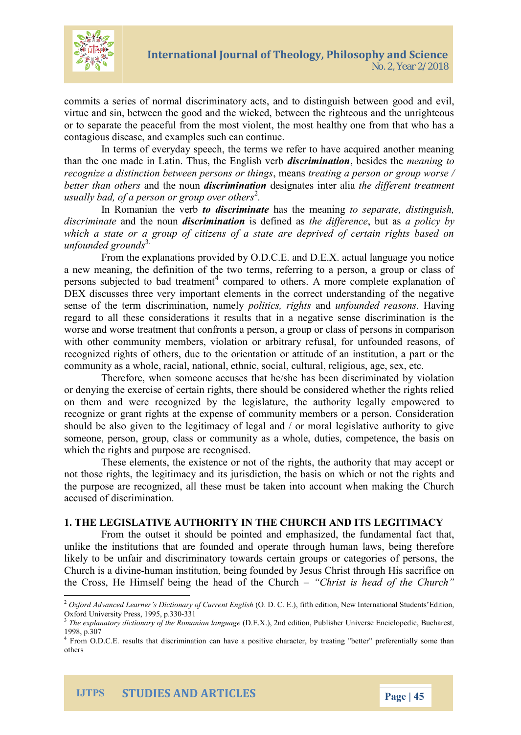commits a series of normal discriminatory acts, and to distinguish between good and evil, virtue and sin, between the good and the wicked, between the righteous and the unrighteous or to separate the peaceful from the most violent, the most healthy one from that who has a contagious disease, and examples such can continue.

In terms of everyday speech, the terms we refer to have acquired another meaning than the one made in Latin. Thus, the English verb ***discrimination***, besides the *meaning to recognize a distinction between persons or things*, means *treating a person or group worse / better than others* and the noun ***discrimination*** designates inter alia *the different treatment usually bad, of a person or group over others*[2].

In Romanian the verb ***to discriminate*** has the meaning *to separate, distinguish, discriminate* and the noun ***discrimination*** is defined as *the difference*, but as *a policy by which a state or a group of citizens of a state are deprived of certain rights based on unfounded grounds*[3].

From the explanations provided by O.D.C.E. and D.E.X. actual language you notice a new meaning, the definition of the two terms, referring to a person, a group or class of persons subjected to bad treatment[4] compared to others. A more complete explanation of DEX discusses three very important elements in the correct understanding of the negative sense of the term discrimination, namely *politics, rights* and *unfounded reasons*. Having regard to all these considerations it results that in a negative sense discrimination is the worse and worse treatment that confronts a person, a group or class of persons in comparison with other community members, violation or arbitrary refusal, for unfounded reasons, of recognized rights of others, due to the orientation or attitude of an institution, a part or the community as a whole, racial, national, ethnic, social, cultural, religious, age, sex, etc.

Therefore, when someone accuses that he/she has been discriminated by violation or denying the exercise of certain rights, there should be considered whether the rights relied on them and were recognized by the legislature, the authority legally empowered to recognize or grant rights at the expense of community members or a person. Consideration should be also given to the legitimacy of legal and / or moral legislative authority to give someone, person, group, class or community as a whole, duties, competence, the basis on which the rights and purpose are recognised.

These elements, the existence or not of the rights, the authority that may accept or not those rights, the legitimacy and its jurisdiction, the basis on which or not the rights and the purpose are recognized, all these must be taken into account when making the Church accused of discrimination.

## 1. THE LEGISLATIVE AUTHORITY IN THE CHURCH AND ITS LEGITIMACY

From the outset it should be pointed and emphasized, the fundamental fact that, unlike the institutions that are founded and operate through human laws, being therefore likely to be unfair and discriminatory towards certain groups or categories of persons, the Church is a divine-human institution, being founded by Jesus Christ through His sacrifice on the Cross, He Himself being the head of the Church – *"Christ is head of the Church"*

---

[2] *Oxford Advanced Learner's Dictionary of Current English* (O. D. C. E.), fifth edition, New International Students'Edition, Oxford University Press, 1995, p.330-331

[3] *The explanatory dictionary of the Romanian language* (D.E.X.), 2nd edition, Publisher Universe Enciclopedic, Bucharest, 1998, p.307

[4] From O.D.C.E. results that discrimination can have a positive character, by treating "better" preferentially some than others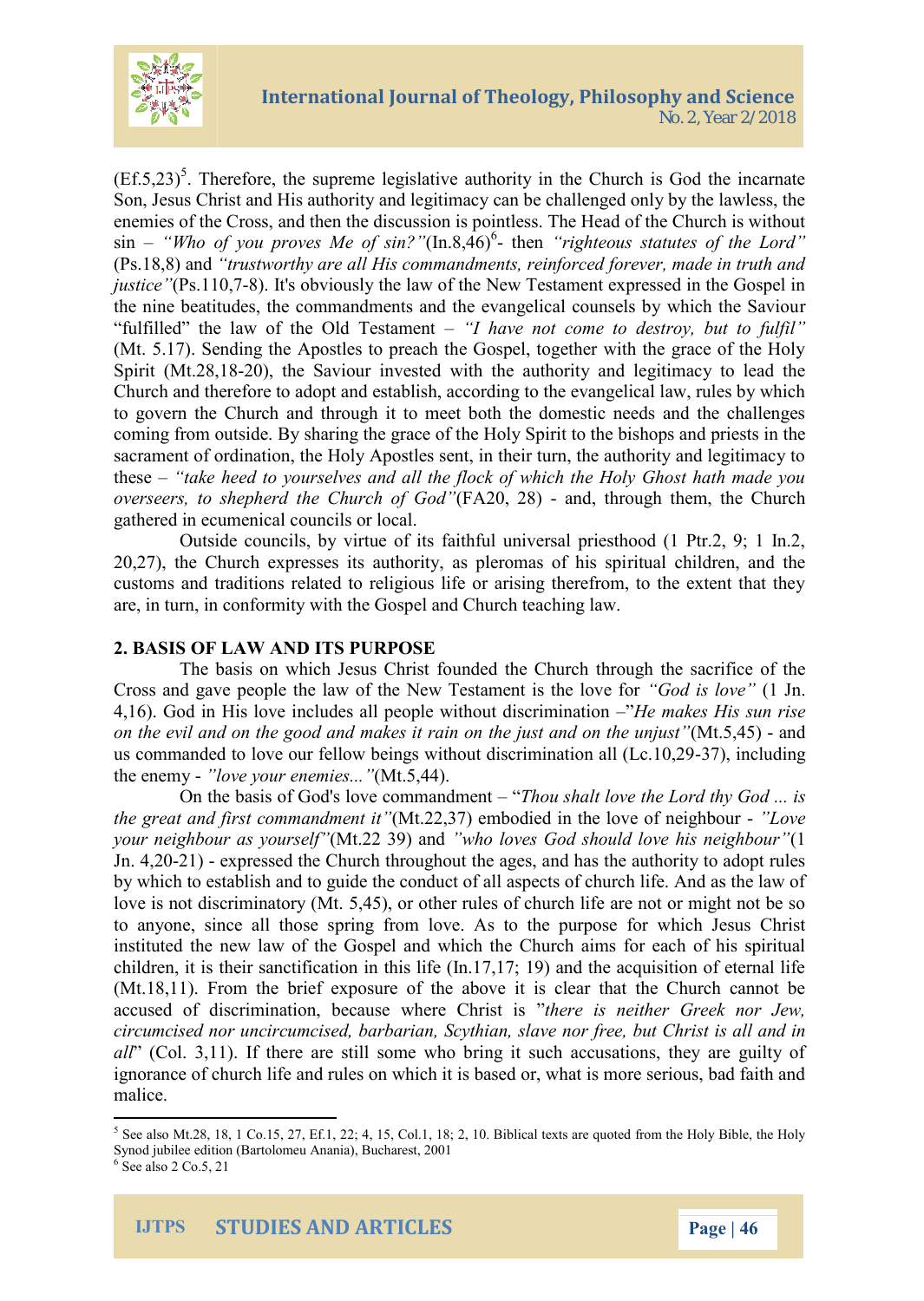(Ef.5,23)[5]. Therefore, the supreme legislative authority in the Church is God the incarnate Son, Jesus Christ and His authority and legitimacy can be challenged only by the lawless, the enemies of the Cross, and then the discussion is pointless. The Head of the Church is without sin – *"Who of you proves Me of sin?"*(In.8,46)[6]- then *"righteous statutes of the Lord"* (Ps.18,8) and *"trustworthy are all His commandments, reinforced forever, made in truth and justice"*(Ps.110,7-8). It's obviously the law of the New Testament expressed in the Gospel in the nine beatitudes, the commandments and the evangelical counsels by which the Saviour "fulfilled" the law of the Old Testament – *"I have not come to destroy, but to fulfil"* (Mt. 5.17). Sending the Apostles to preach the Gospel, together with the grace of the Holy Spirit (Mt.28,18-20), the Saviour invested with the authority and legitimacy to lead the Church and therefore to adopt and establish, according to the evangelical law, rules by which to govern the Church and through it to meet both the domestic needs and the challenges coming from outside. By sharing the grace of the Holy Spirit to the bishops and priests in the sacrament of ordination, the Holy Apostles sent, in their turn, the authority and legitimacy to these – *"take heed to yourselves and all the flock of which the Holy Ghost hath made you overseers, to shepherd the Church of God"*(FA20, 28) - and, through them, the Church gathered in ecumenical councils or local.

Outside councils, by virtue of its faithful universal priesthood (1 Ptr.2, 9; 1 In.2, 20,27), the Church expresses its authority, as pleromas of his spiritual children, and the customs and traditions related to religious life or arising therefrom, to the extent that they are, in turn, in conformity with the Gospel and Church teaching law.

## 2. BASIS OF LAW AND ITS PURPOSE

The basis on which Jesus Christ founded the Church through the sacrifice of the Cross and gave people the law of the New Testament is the love for *"God is love"* (1 Jn. 4,16). God in His love includes all people without discrimination –"*He makes His sun rise on the evil and on the good and makes it rain on the just and on the unjust"*(Mt.5,45) - and us commanded to love our fellow beings without discrimination all (Lc.10,29-37), including the enemy - *"love your enemies..."*(Mt.5,44).

On the basis of God's love commandment – "*Thou shalt love the Lord thy God ... is the great and first commandment it"*(Mt.22,37) embodied in the love of neighbour - *"Love your neighbour as yourself"*(Mt.22 39) and *"who loves God should love his neighbour"*(1 Jn. 4,20-21) - expressed the Church throughout the ages, and has the authority to adopt rules by which to establish and to guide the conduct of all aspects of church life. And as the law of love is not discriminatory (Mt. 5,45), or other rules of church life are not or might not be so to anyone, since all those spring from love. As to the purpose for which Jesus Christ instituted the new law of the Gospel and which the Church aims for each of his spiritual children, it is their sanctification in this life (In.17,17; 19) and the acquisition of eternal life (Mt.18,11). From the brief exposure of the above it is clear that the Church cannot be accused of discrimination, because where Christ is "*there is neither Greek nor Jew, circumcised nor uncircumcised, barbarian, Scythian, slave nor free, but Christ is all and in all*" (Col. 3,11). If there are still some who bring it such accusations, they are guilty of ignorance of church life and rules on which it is based or, what is more serious, bad faith and malice.

---

[5] See also Mt.28, 18, 1 Co.15, 27, Ef.1, 22; 4, 15, Col.1, 18; 2, 10. Biblical texts are quoted from the Holy Bible, the Holy Synod jubilee edition (Bartolomeu Anania), Bucharest, 2001

[6] See also 2 Co.5, 21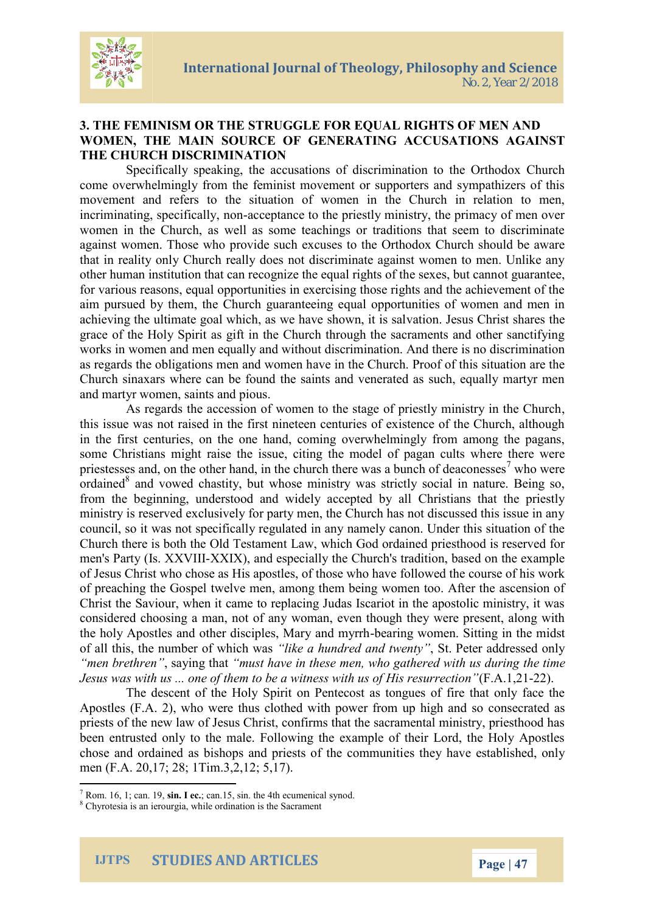## 3. THE FEMINISM OR THE STRUGGLE FOR EQUAL RIGHTS OF MEN AND WOMEN, THE MAIN SOURCE OF GENERATING ACCUSATIONS AGAINST THE CHURCH DISCRIMINATION

Specifically speaking, the accusations of discrimination to the Orthodox Church come overwhelmingly from the feminist movement or supporters and sympathizers of this movement and refers to the situation of women in the Church in relation to men, incriminating, specifically, non-acceptance to the priestly ministry, the primacy of men over women in the Church, as well as some teachings or traditions that seem to discriminate against women. Those who provide such excuses to the Orthodox Church should be aware that in reality only Church really does not discriminate against women to men. Unlike any other human institution that can recognize the equal rights of the sexes, but cannot guarantee, for various reasons, equal opportunities in exercising those rights and the achievement of the aim pursued by them, the Church guaranteeing equal opportunities of women and men in achieving the ultimate goal which, as we have shown, it is salvation. Jesus Christ shares the grace of the Holy Spirit as gift in the Church through the sacraments and other sanctifying works in women and men equally and without discrimination. And there is no discrimination as regards the obligations men and women have in the Church. Proof of this situation are the Church sinaxars where can be found the saints and venerated as such, equally martyr men and martyr women, saints and pious.

As regards the accession of women to the stage of priestly ministry in the Church, this issue was not raised in the first nineteen centuries of existence of the Church, although in the first centuries, on the one hand, coming overwhelmingly from among the pagans, some Christians might raise the issue, citing the model of pagan cults where there were priestesses and, on the other hand, in the church there was a bunch of deaconesses[7] who were ordained[8] and vowed chastity, but whose ministry was strictly social in nature. Being so, from the beginning, understood and widely accepted by all Christians that the priestly ministry is reserved exclusively for party men, the Church has not discussed this issue in any council, so it was not specifically regulated in any namely canon. Under this situation of the Church there is both the Old Testament Law, which God ordained priesthood is reserved for men's Party (Is. XXVIII-XXIX), and especially the Church's tradition, based on the example of Jesus Christ who chose as His apostles, of those who have followed the course of his work of preaching the Gospel twelve men, among them being women too. After the ascension of Christ the Saviour, when it came to replacing Judas Iscariot in the apostolic ministry, it was considered choosing a man, not of any woman, even though they were present, along with the holy Apostles and other disciples, Mary and myrrh-bearing women. Sitting in the midst of all this, the number of which was *"like a hundred and twenty"*, St. Peter addressed only *"men brethren"*, saying that *"must have in these men, who gathered with us during the time Jesus was with us ... one of them to be a witness with us of His resurrection"*(F.A.1,21-22).

The descent of the Holy Spirit on Pentecost as tongues of fire that only face the Apostles (F.A. 2), who were thus clothed with power from up high and so consecrated as priests of the new law of Jesus Christ, confirms that the sacramental ministry, priesthood has been entrusted only to the male. Following the example of their Lord, the Holy Apostles chose and ordained as bishops and priests of the communities they have established, only men (F.A. 20,17; 28; 1Tim.3,2,12; 5,17).

---

[7] Rom. 16, 1; can. 19, **sin. I ec.**; can.15, sin. the 4th ecumenical synod.

[8] Chyrotesia is an ierourgia, while ordination is the Sacrament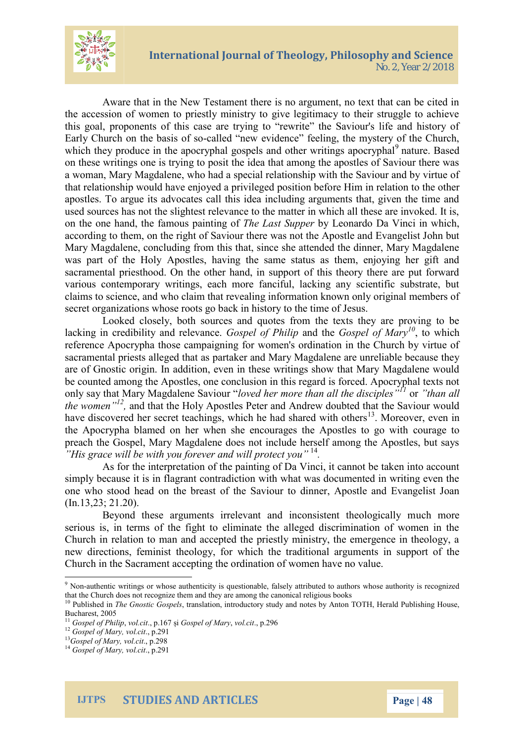Aware that in the New Testament there is no argument, no text that can be cited in the accession of women to priestly ministry to give legitimacy to their struggle to achieve this goal, proponents of this case are trying to "rewrite" the Saviour's life and history of Early Church on the basis of so-called "new evidence" feeling, the mystery of the Church, which they produce in the apocryphal gospels and other writings apocryphal[9] nature. Based on these writings one is trying to posit the idea that among the apostles of Saviour there was a woman, Mary Magdalene, who had a special relationship with the Saviour and by virtue of that relationship would have enjoyed a privileged position before Him in relation to the other apostles. To argue its advocates call this idea including arguments that, given the time and used sources has not the slightest relevance to the matter in which all these are invoked. It is, on the one hand, the famous painting of *The Last Supper* by Leonardo Da Vinci in which, according to them, on the right of Saviour there was not the Apostle and Evangelist John but Mary Magdalene, concluding from this that, since she attended the dinner, Mary Magdalene was part of the Holy Apostles, having the same status as them, enjoying her gift and sacramental priesthood. On the other hand, in support of this theory there are put forward various contemporary writings, each more fanciful, lacking any scientific substrate, but claims to science, and who claim that revealing information known only original members of secret organizations whose roots go back in history to the time of Jesus.

Looked closely, both sources and quotes from the texts they are proving to be lacking in credibility and relevance. *Gospel of Philip* and the *Gospel of Mary*[10], to which reference Apocrypha those campaigning for women's ordination in the Church by virtue of sacramental priests alleged that as partaker and Mary Magdalene are unreliable because they are of Gnostic origin. In addition, even in these writings show that Mary Magdalene would be counted among the Apostles, one conclusion in this regard is forced. Apocryphal texts not only say that Mary Magdalene Saviour "*loved her more than all the disciples"*[11] or *"than all the women"*[12], and that the Holy Apostles Peter and Andrew doubted that the Saviour would have discovered her secret teachings, which he had shared with others[13]. Moreover, even in the Apocrypha blamed on her when she encourages the Apostles to go with courage to preach the Gospel, Mary Magdalene does not include herself among the Apostles, but says *"His grace will be with you forever and will protect you"* [14].

As for the interpretation of the painting of Da Vinci, it cannot be taken into account simply because it is in flagrant contradiction with what was documented in writing even the one who stood head on the breast of the Saviour to dinner, Apostle and Evangelist Joan (In.13,23; 21.20).

Beyond these arguments irrelevant and inconsistent theologically much more serious is, in terms of the fight to eliminate the alleged discrimination of women in the Church in relation to man and accepted the priestly ministry, the emergence in theology, a new directions, feminist theology, for which the traditional arguments in support of the Church in the Sacrament accepting the ordination of women have no value.

---

[9] Non-authentic writings or whose authenticity is questionable, falsely attributed to authors whose authority is recognized that the Church does not recognize them and they are among the canonical religious books

[10] Published in *The Gnostic Gospels*, translation, introductory study and notes by Anton TOTH, Herald Publishing House, Bucharest, 2005

[11] *Gospel of Philip*, *vol.cit*., p.167 și *Gospel of Mary*, *vol.cit*., p.296

[12] *Gospel of Mary, vol.cit*., p.291

[13] *Gospel of Mary, vol.cit*., p.298

[14] *Gospel of Mary, vol.cit*., p.291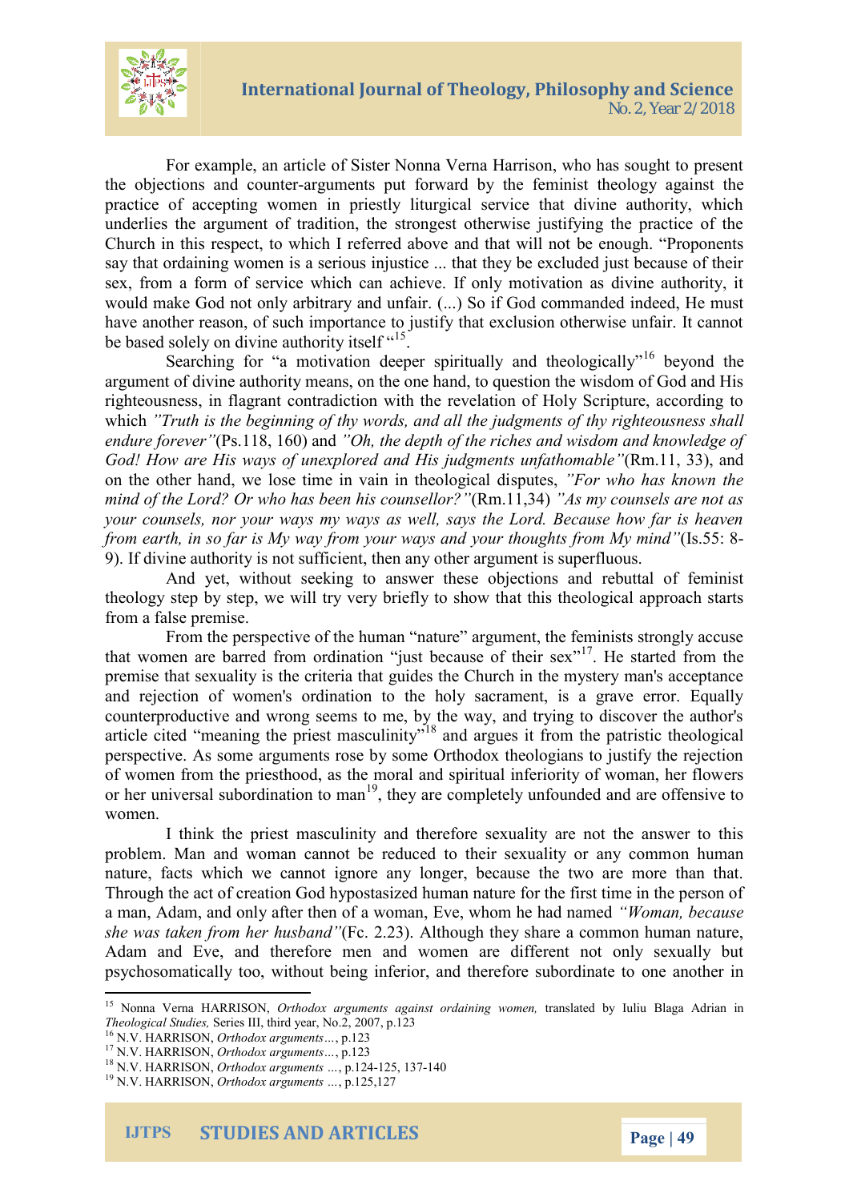For example, an article of Sister Nonna Verna Harrison, who has sought to present the objections and counter-arguments put forward by the feminist theology against the practice of accepting women in priestly liturgical service that divine authority, which underlies the argument of tradition, the strongest otherwise justifying the practice of the Church in this respect, to which I referred above and that will not be enough. "Proponents say that ordaining women is a serious injustice ... that they be excluded just because of their sex, from a form of service which can achieve. If only motivation as divine authority, it would make God not only arbitrary and unfair. (...) So if God commanded indeed, He must have another reason, of such importance to justify that exclusion otherwise unfair. It cannot be based solely on divine authority itself "[15].

Searching for "a motivation deeper spiritually and theologically"[16] beyond the argument of divine authority means, on the one hand, to question the wisdom of God and His righteousness, in flagrant contradiction with the revelation of Holy Scripture, according to which *"Truth is the beginning of thy words, and all the judgments of thy righteousness shall endure forever"*(Ps.118, 160) and *"Oh, the depth of the riches and wisdom and knowledge of God! How are His ways of unexplored and His judgments unfathomable"*(Rm.11, 33), and on the other hand, we lose time in vain in theological disputes, *"For who has known the mind of the Lord? Or who has been his counsellor?"*(Rm.11,34) *"As my counsels are not as your counsels, nor your ways my ways as well, says the Lord. Because how far is heaven from earth, in so far is My way from your ways and your thoughts from My mind"*(Is.55: 8-9). If divine authority is not sufficient, then any other argument is superfluous.

And yet, without seeking to answer these objections and rebuttal of feminist theology step by step, we will try very briefly to show that this theological approach starts from a false premise.

From the perspective of the human "nature" argument, the feminists strongly accuse that women are barred from ordination "just because of their sex"[17]. He started from the premise that sexuality is the criteria that guides the Church in the mystery man's acceptance and rejection of women's ordination to the holy sacrament, is a grave error. Equally counterproductive and wrong seems to me, by the way, and trying to discover the author's article cited "meaning the priest masculinity"[18] and argues it from the patristic theological perspective. As some arguments rose by some Orthodox theologians to justify the rejection of women from the priesthood, as the moral and spiritual inferiority of woman, her flowers or her universal subordination to man[19], they are completely unfounded and are offensive to women.

I think the priest masculinity and therefore sexuality are not the answer to this problem. Man and woman cannot be reduced to their sexuality or any common human nature, facts which we cannot ignore any longer, because the two are more than that. Through the act of creation God hypostasized human nature for the first time in the person of a man, Adam, and only after then of a woman, Eve, whom he had named *"Woman, because she was taken from her husband"*(Fc. 2.23). Although they share a common human nature, Adam and Eve, and therefore men and women are different not only sexually but psychosomatically too, without being inferior, and therefore subordinate to one another in

---

[15] Nonna Verna HARRISON, *Orthodox arguments against ordaining women,* translated by Iuliu Blaga Adrian in *Theological Studies,* Series III, third year, No.2, 2007, p.123

[16] N.V. HARRISON, *Orthodox arguments…*, p.123

[17] N.V. HARRISON, *Orthodox arguments…*, p.123

[18] N.V. HARRISON, *Orthodox arguments …*, p.124-125, 137-140

[19] N.V. HARRISON, *Orthodox arguments …*, p.125,127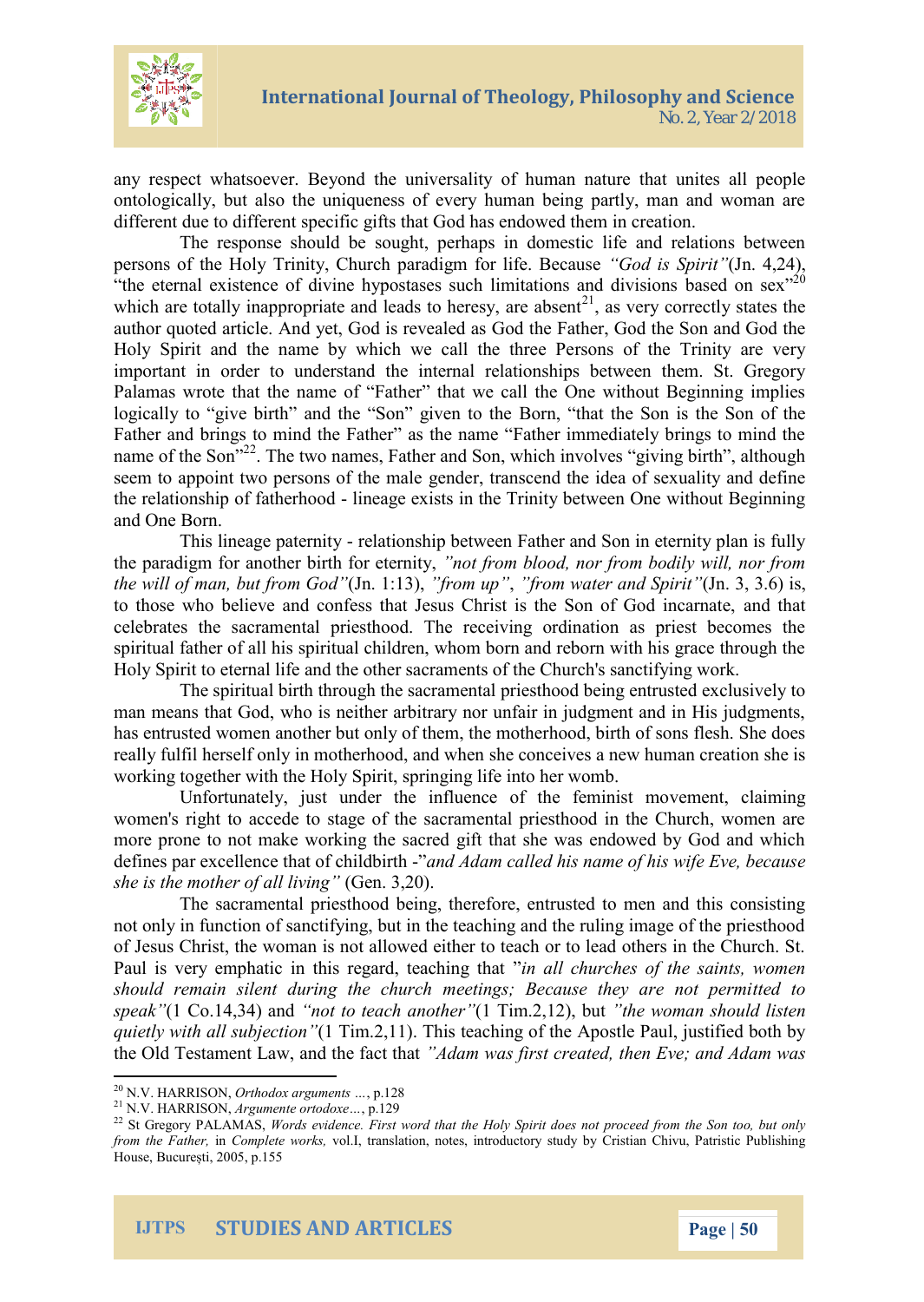any respect whatsoever. Beyond the universality of human nature that unites all people ontologically, but also the uniqueness of every human being partly, man and woman are different due to different specific gifts that God has endowed them in creation.

The response should be sought, perhaps in domestic life and relations between persons of the Holy Trinity, Church paradigm for life. Because *"God is Spirit"*(Jn. 4,24), "the eternal existence of divine hypostases such limitations and divisions based on sex"[20] which are totally inappropriate and leads to heresy, are absent[21], as very correctly states the author quoted article. And yet, God is revealed as God the Father, God the Son and God the Holy Spirit and the name by which we call the three Persons of the Trinity are very important in order to understand the internal relationships between them. St. Gregory Palamas wrote that the name of "Father" that we call the One without Beginning implies logically to "give birth" and the "Son" given to the Born, "that the Son is the Son of the Father and brings to mind the Father" as the name "Father immediately brings to mind the name of the Son"[22]. The two names, Father and Son, which involves "giving birth", although seem to appoint two persons of the male gender, transcend the idea of sexuality and define the relationship of fatherhood - lineage exists in the Trinity between One without Beginning and One Born.

This lineage paternity - relationship between Father and Son in eternity plan is fully the paradigm for another birth for eternity, *"not from blood, nor from bodily will, nor from the will of man, but from God"*(Jn. 1:13), *"from up"*, *"from water and Spirit"*(Jn. 3, 3.6) is, to those who believe and confess that Jesus Christ is the Son of God incarnate, and that celebrates the sacramental priesthood. The receiving ordination as priest becomes the spiritual father of all his spiritual children, whom born and reborn with his grace through the Holy Spirit to eternal life and the other sacraments of the Church's sanctifying work.

The spiritual birth through the sacramental priesthood being entrusted exclusively to man means that God, who is neither arbitrary nor unfair in judgment and in His judgments, has entrusted women another but only of them, the motherhood, birth of sons flesh. She does really fulfil herself only in motherhood, and when she conceives a new human creation she is working together with the Holy Spirit, springing life into her womb.

Unfortunately, just under the influence of the feminist movement, claiming women's right to accede to stage of the sacramental priesthood in the Church, women are more prone to not make working the sacred gift that she was endowed by God and which defines par excellence that of childbirth -"*and Adam called his name of his wife Eve, because she is the mother of all living"* (Gen. 3,20).

The sacramental priesthood being, therefore, entrusted to men and this consisting not only in function of sanctifying, but in the teaching and the ruling image of the priesthood of Jesus Christ, the woman is not allowed either to teach or to lead others in the Church. St. Paul is very emphatic in this regard, teaching that "*in all churches of the saints, women should remain silent during the church meetings; Because they are not permitted to speak"*(1 Co.14,34) and *"not to teach another"*(1 Tim.2,12), but *"the woman should listen quietly with all subjection"*(1 Tim.2,11). This teaching of the Apostle Paul, justified both by the Old Testament Law, and the fact that *"Adam was first created, then Eve; and Adam was*

---

[20] N.V. HARRISON, *Orthodox arguments …*, p.128

[21] N.V. HARRISON, *Argumente ortodoxe…*, p.129

[22] St Gregory PALAMAS, *Words evidence. First word that the Holy Spirit does not proceed from the Son too, but only from the Father,* in *Complete works,* vol.I, translation, notes, introductory study by Cristian Chivu, Patristic Publishing House, București, 2005, p.155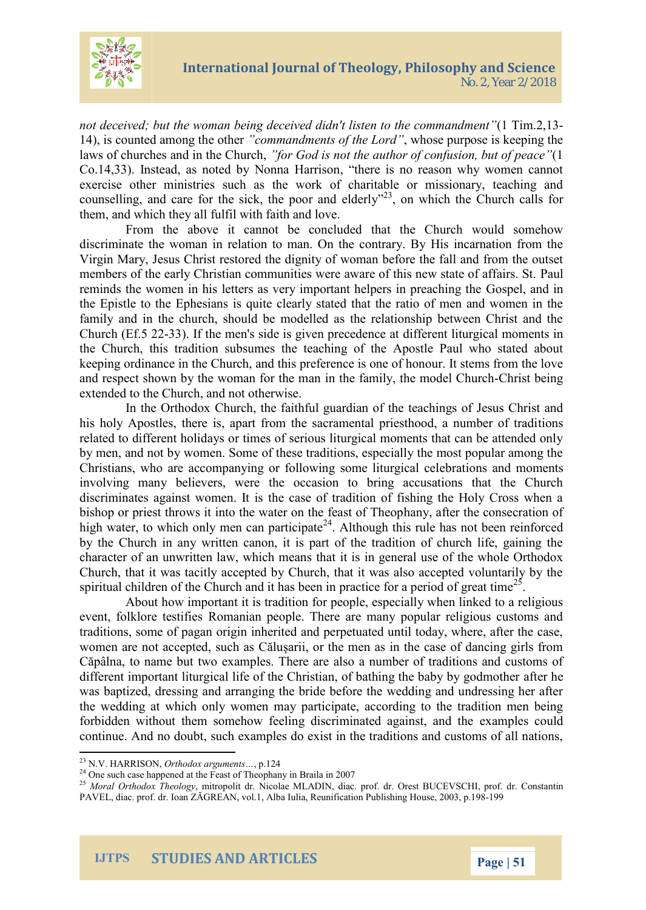*not deceived; but the woman being deceived didn't listen to the commandment"*(1 Tim.2,13-14), is counted among the other *"commandments of the Lord"*, whose purpose is keeping the laws of churches and in the Church, *"for God is not the author of confusion, but of peace"*(1 Co.14,33). Instead, as noted by Nonna Harrison, "there is no reason why women cannot exercise other ministries such as the work of charitable or missionary, teaching and counselling, and care for the sick, the poor and elderly"[23], on which the Church calls for them, and which they all fulfil with faith and love.

From the above it cannot be concluded that the Church would somehow discriminate the woman in relation to man. On the contrary. By His incarnation from the Virgin Mary, Jesus Christ restored the dignity of woman before the fall and from the outset members of the early Christian communities were aware of this new state of affairs. St. Paul reminds the women in his letters as very important helpers in preaching the Gospel, and in the Epistle to the Ephesians is quite clearly stated that the ratio of men and women in the family and in the church, should be modelled as the relationship between Christ and the Church (Ef.5 22-33). If the men's side is given precedence at different liturgical moments in the Church, this tradition subsumes the teaching of the Apostle Paul who stated about keeping ordinance in the Church, and this preference is one of honour. It stems from the love and respect shown by the woman for the man in the family, the model Church-Christ being extended to the Church, and not otherwise.

In the Orthodox Church, the faithful guardian of the teachings of Jesus Christ and his holy Apostles, there is, apart from the sacramental priesthood, a number of traditions related to different holidays or times of serious liturgical moments that can be attended only by men, and not by women. Some of these traditions, especially the most popular among the Christians, who are accompanying or following some liturgical celebrations and moments involving many believers, were the occasion to bring accusations that the Church discriminates against women. It is the case of tradition of fishing the Holy Cross when a bishop or priest throws it into the water on the feast of Theophany, after the consecration of high water, to which only men can participate[24]. Although this rule has not been reinforced by the Church in any written canon, it is part of the tradition of church life, gaining the character of an unwritten law, which means that it is in general use of the whole Orthodox Church, that it was tacitly accepted by Church, that it was also accepted voluntarily by the spiritual children of the Church and it has been in practice for a period of great time[25].

About how important it is tradition for people, especially when linked to a religious event, folklore testifies Romanian people. There are many popular religious customs and traditions, some of pagan origin inherited and perpetuated until today, where, after the case, women are not accepted, such as Călușarii, or the men as in the case of dancing girls from Căpâlna, to name but two examples. There are also a number of traditions and customs of different important liturgical life of the Christian, of bathing the baby by godmother after he was baptized, dressing and arranging the bride before the wedding and undressing her after the wedding at which only women may participate, according to the tradition men being forbidden without them somehow feeling discriminated against, and the examples could continue. And no doubt, such examples do exist in the traditions and customs of all nations,

---

[23] N.V. HARRISON, *Orthodox arguments…*, p.124

[24] One such case happened at the Feast of Theophany in Braila in 2007

[25] *Moral Orthodox Theology*, mitropolit dr. Nicolae MLADIN, diac. prof. dr. Orest BUCEVSCHI, prof. dr. Constantin PAVEL, diac. prof. dr. Ioan ZĂGREAN, vol.1, Alba Iulia, Reunification Publishing House, 2003, p.198-199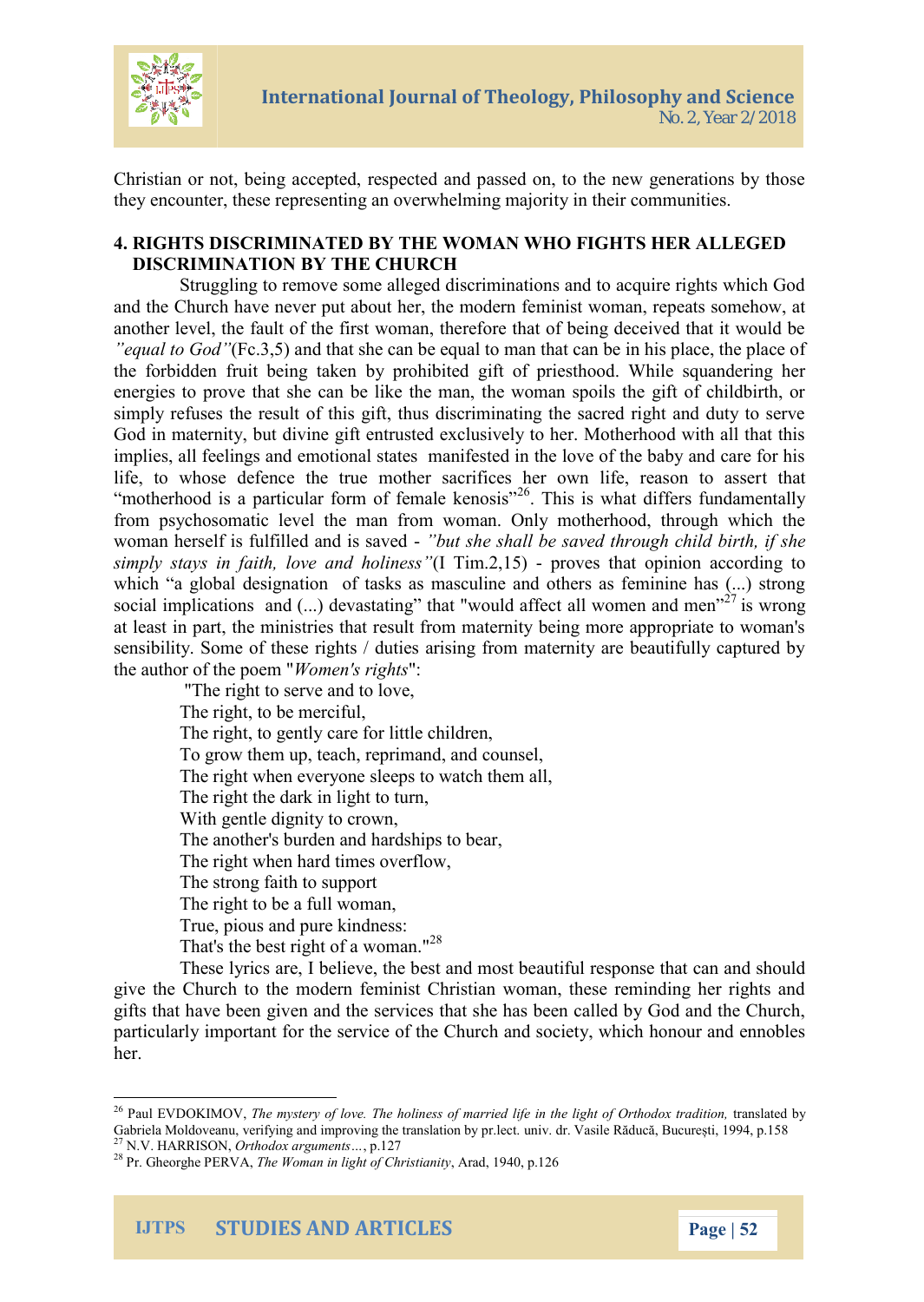Christian or not, being accepted, respected and passed on, to the new generations by those they encounter, these representing an overwhelming majority in their communities.

## 4. RIGHTS DISCRIMINATED BY THE WOMAN WHO FIGHTS HER ALLEGED DISCRIMINATION BY THE CHURCH

Struggling to remove some alleged discriminations and to acquire rights which God and the Church have never put about her, the modern feminist woman, repeats somehow, at another level, the fault of the first woman, therefore that of being deceived that it would be *"equal to God"*(Fc.3,5) and that she can be equal to man that can be in his place, the place of the forbidden fruit being taken by prohibited gift of priesthood. While squandering her energies to prove that she can be like the man, the woman spoils the gift of childbirth, or simply refuses the result of this gift, thus discriminating the sacred right and duty to serve God in maternity, but divine gift entrusted exclusively to her. Motherhood with all that this implies, all feelings and emotional states manifested in the love of the baby and care for his life, to whose defence the true mother sacrifices her own life, reason to assert that "motherhood is a particular form of female kenosis"[26]. This is what differs fundamentally from psychosomatic level the man from woman. Only motherhood, through which the woman herself is fulfilled and is saved - *"but she shall be saved through child birth, if she simply stays in faith, love and holiness"*(I Tim.2,15) - proves that opinion according to which "a global designation of tasks as masculine and others as feminine has (...) strong social implications and (...) devastating" that "would affect all women and men"[27] is wrong at least in part, the ministries that result from maternity being more appropriate to woman's sensibility. Some of these rights / duties arising from maternity are beautifully captured by the author of the poem "*Women's rights*":

"The right to serve and to love,  
The right, to be merciful,  
The right, to gently care for little children,  
To grow them up, teach, reprimand, and counsel,  
The right when everyone sleeps to watch them all,  
The right the dark in light to turn,  
With gentle dignity to crown,  
The another's burden and hardships to bear,  
The right when hard times overflow,  
The strong faith to support  
The right to be a full woman,  
True, pious and pure kindness:  
That's the best right of a woman."[28]

These lyrics are, I believe, the best and most beautiful response that can and should give the Church to the modern feminist Christian woman, these reminding her rights and gifts that have been given and the services that she has been called by God and the Church, particularly important for the service of the Church and society, which honour and ennobles her.

---

[26] Paul EVDOKIMOV, *The mystery of love. The holiness of married life in the light of Orthodox tradition,* translated by Gabriela Moldoveanu, verifying and improving the translation by pr.lect. univ. dr. Vasile Răducă, București, 1994, p.158

[27] N.V. HARRISON, *Orthodox arguments…*, p.127

[28] Pr. Gheorghe PERVA, *The Woman in light of Christianity*, Arad, 1940, p.126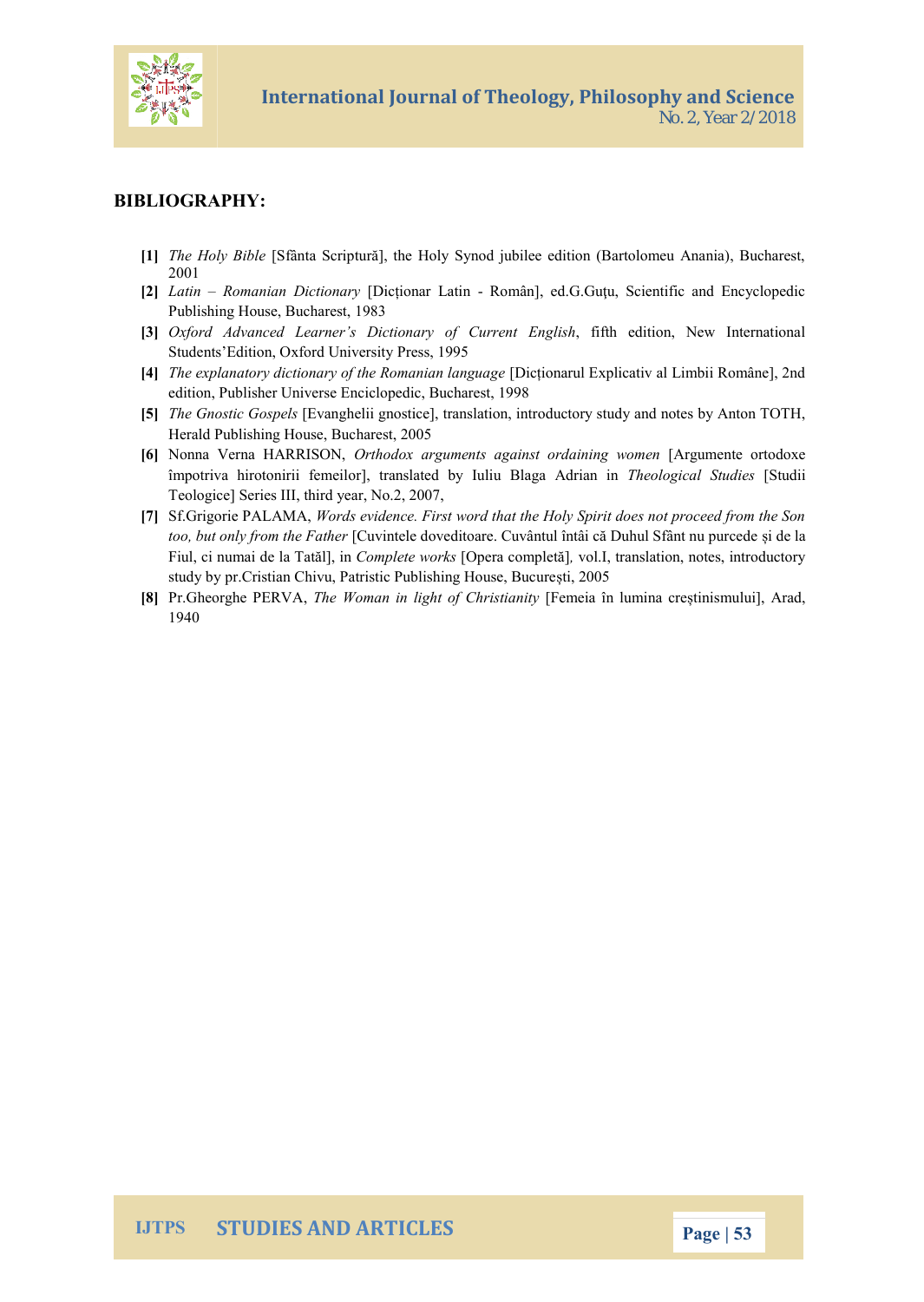## BIBLIOGRAPHY:

**[1]** *The Holy Bible* [Sfânta Scriptură], the Holy Synod jubilee edition (Bartolomeu Anania), Bucharest, 2001

**[2]** *Latin – Romanian Dictionary* [Dicționar Latin - Român], ed.G.Guțu, Scientific and Encyclopedic Publishing House, Bucharest, 1983

**[3]** *Oxford Advanced Learner's Dictionary of Current English*, fifth edition, New International Students'Edition, Oxford University Press, 1995

**[4]** *The explanatory dictionary of the Romanian language* [Dicționarul Explicativ al Limbii Române], 2nd edition, Publisher Universe Enciclopedic, Bucharest, 1998

**[5]** *The Gnostic Gospels* [Evanghelii gnostice], translation, introductory study and notes by Anton TOTH, Herald Publishing House, Bucharest, 2005

**[6]** Nonna Verna HARRISON, *Orthodox arguments against ordaining women* [Argumente ortodoxe împotriva hirotonirii femeilor], translated by Iuliu Blaga Adrian in *Theological Studies* [Studii Teologice] Series III, third year, No.2, 2007,

**[7]** Sf.Grigorie PALAMA, *Words evidence. First word that the Holy Spirit does not proceed from the Son too, but only from the Father* [Cuvintele doveditoare. Cuvântul întâi că Duhul Sfânt nu purcede și de la Fiul, ci numai de la Tatăl], in *Complete works* [Opera completă], vol.I, translation, notes, introductory study by pr.Cristian Chivu, Patristic Publishing House, București, 2005

**[8]** Pr.Gheorghe PERVA, *The Woman in light of Christianity* [Femeia în lumina creștinismului], Arad, 1940